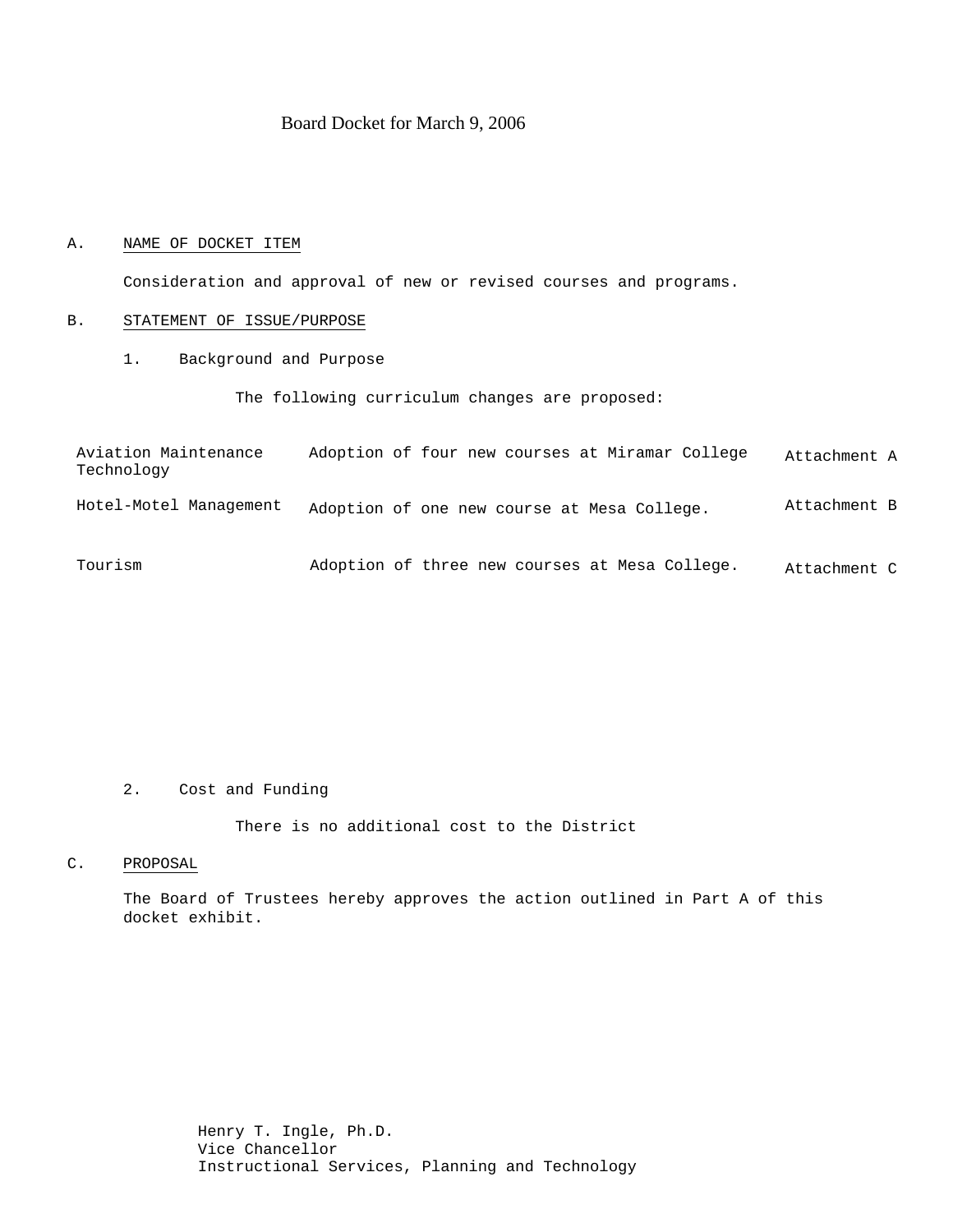Board Docket for March 9, 2006

A. NAME OF DOCKET ITEM

Consideration and approval of new or revised courses and programs.

B. STATEMENT OF ISSUE/PURPOSE

1. Background and Purpose

The following curriculum changes are proposed:

| | | |
|---|---|---|
| Aviation Maintenance Technology | Adoption of four new courses at Miramar College | Attachment A |
| Hotel-Motel Management | Adoption of one new course at Mesa College. | Attachment B |
| Tourism | Adoption of three new courses at Mesa College. | Attachment C |

2. Cost and Funding

There is no additional cost to the District

C. PROPOSAL

The Board of Trustees hereby approves the action outlined in Part A of this docket exhibit.

Henry T. Ingle, Ph.D.
Vice Chancellor
Instructional Services, Planning and Technology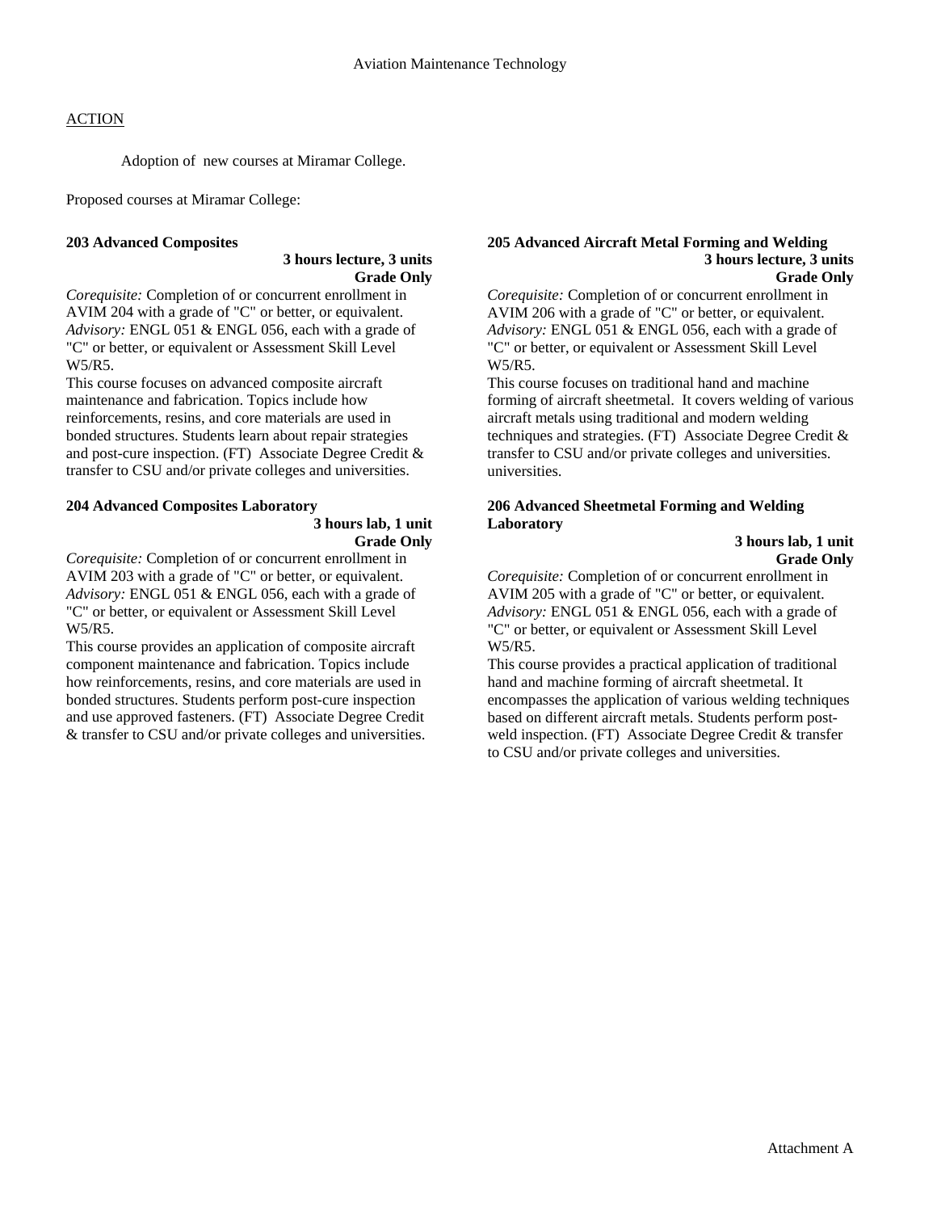Aviation Maintenance Technology

ACTION

Adoption of new courses at Miramar College.

Proposed courses at Miramar College:

**203 Advanced Composites**

**3 hours lecture, 3 units**
**Grade Only**

*Corequisite:* Completion of or concurrent enrollment in AVIM 204 with a grade of "C" or better, or equivalent.
*Advisory:* ENGL 051 & ENGL 056, each with a grade of "C" or better, or equivalent or Assessment Skill Level W5/R5.
This course focuses on advanced composite aircraft maintenance and fabrication. Topics include how reinforcements, resins, and core materials are used in bonded structures. Students learn about repair strategies and post-cure inspection. (FT) Associate Degree Credit & transfer to CSU and/or private colleges and universities.

**204 Advanced Composites Laboratory**

**3 hours lab, 1 unit**
**Grade Only**

*Corequisite:* Completion of or concurrent enrollment in AVIM 203 with a grade of "C" or better, or equivalent.
*Advisory:* ENGL 051 & ENGL 056, each with a grade of "C" or better, or equivalent or Assessment Skill Level W5/R5.
This course provides an application of composite aircraft component maintenance and fabrication. Topics include how reinforcements, resins, and core materials are used in bonded structures. Students perform post-cure inspection and use approved fasteners. (FT) Associate Degree Credit & transfer to CSU and/or private colleges and universities.

**205 Advanced Aircraft Metal Forming and Welding**

**3 hours lecture, 3 units**
**Grade Only**

*Corequisite:* Completion of or concurrent enrollment in AVIM 206 with a grade of "C" or better, or equivalent.
*Advisory:* ENGL 051 & ENGL 056, each with a grade of "C" or better, or equivalent or Assessment Skill Level W5/R5.
This course focuses on traditional hand and machine forming of aircraft sheetmetal. It covers welding of various aircraft metals using traditional and modern welding techniques and strategies. (FT) Associate Degree Credit & transfer to CSU and/or private colleges and universities. universities.

**206 Advanced Sheetmetal Forming and Welding Laboratory**

**3 hours lab, 1 unit**
**Grade Only**

*Corequisite:* Completion of or concurrent enrollment in AVIM 205 with a grade of "C" or better, or equivalent.
*Advisory:* ENGL 051 & ENGL 056, each with a grade of "C" or better, or equivalent or Assessment Skill Level W5/R5.
This course provides a practical application of traditional hand and machine forming of aircraft sheetmetal. It encompasses the application of various welding techniques based on different aircraft metals. Students perform post-weld inspection. (FT) Associate Degree Credit & transfer to CSU and/or private colleges and universities.

Attachment A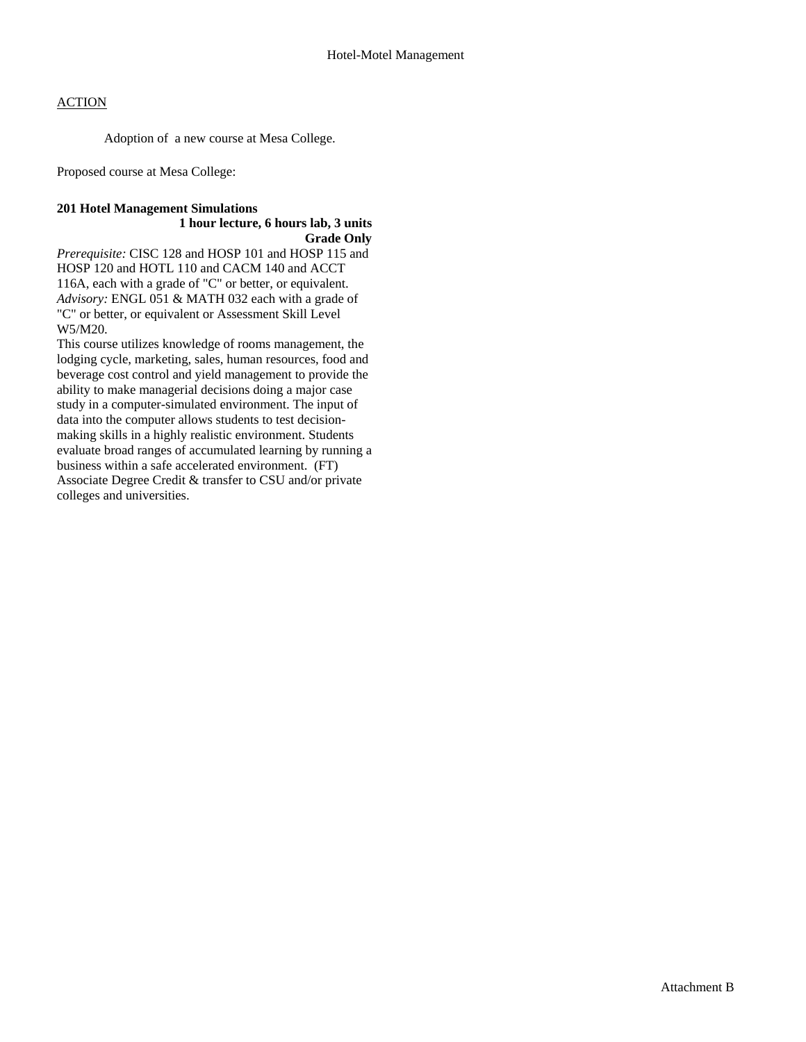Hotel-Motel Management

ACTION

Adoption of a new course at Mesa College.

Proposed course at Mesa College:

**201 Hotel Management Simulations**
**1 hour lecture, 6 hours lab, 3 units**
**Grade Only**

*Prerequisite:* CISC 128 and HOSP 101 and HOSP 115 and HOSP 120 and HOTL 110 and CACM 140 and ACCT 116A, each with a grade of "C" or better, or equivalent.
*Advisory:* ENGL 051 & MATH 032 each with a grade of "C" or better, or equivalent or Assessment Skill Level W5/M20.
This course utilizes knowledge of rooms management, the lodging cycle, marketing, sales, human resources, food and beverage cost control and yield management to provide the ability to make managerial decisions doing a major case study in a computer-simulated environment. The input of data into the computer allows students to test decision-making skills in a highly realistic environment. Students evaluate broad ranges of accumulated learning by running a business within a safe accelerated environment. (FT)
Associate Degree Credit & transfer to CSU and/or private colleges and universities.

Attachment B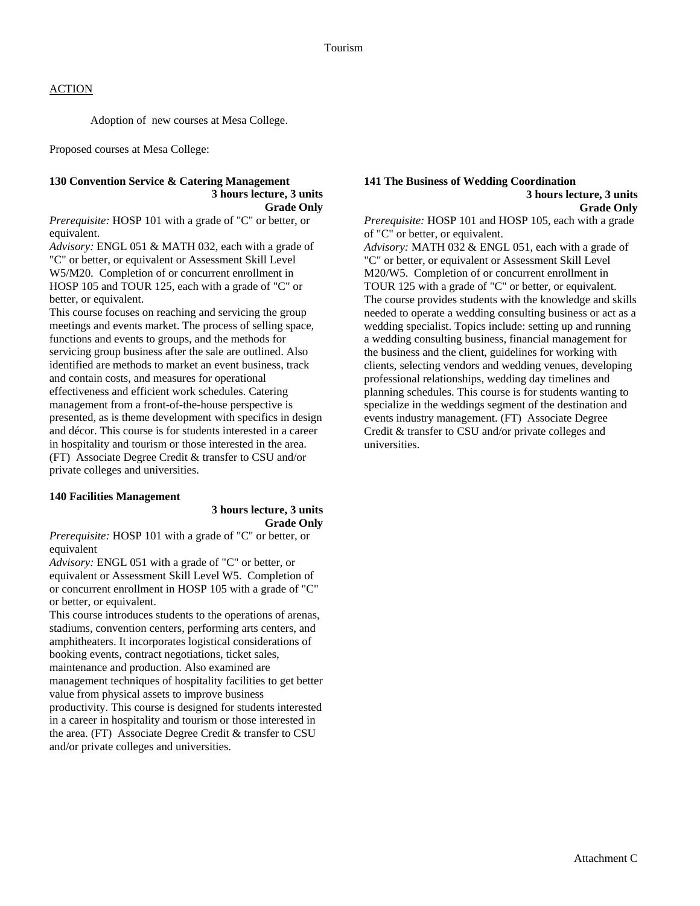Tourism

ACTION

Adoption of new courses at Mesa College.

Proposed courses at Mesa College:

**130 Convention Service & Catering Management**
**3 hours lecture, 3 units**
**Grade Only**

*Prerequisite:* HOSP 101 with a grade of "C" or better, or equivalent.
*Advisory:* ENGL 051 & MATH 032, each with a grade of "C" or better, or equivalent or Assessment Skill Level W5/M20. Completion of or concurrent enrollment in HOSP 105 and TOUR 125, each with a grade of "C" or better, or equivalent.
This course focuses on reaching and servicing the group meetings and events market. The process of selling space, functions and events to groups, and the methods for servicing group business after the sale are outlined. Also identified are methods to market an event business, track and contain costs, and measures for operational effectiveness and efficient work schedules. Catering management from a front-of-the-house perspective is presented, as is theme development with specifics in design and décor. This course is for students interested in a career in hospitality and tourism or those interested in the area. (FT) Associate Degree Credit & transfer to CSU and/or private colleges and universities.

**140 Facilities Management**
**3 hours lecture, 3 units**
**Grade Only**

*Prerequisite:* HOSP 101 with a grade of "C" or better, or equivalent
*Advisory:* ENGL 051 with a grade of "C" or better, or equivalent or Assessment Skill Level W5. Completion of or concurrent enrollment in HOSP 105 with a grade of "C" or better, or equivalent.
This course introduces students to the operations of arenas, stadiums, convention centers, performing arts centers, and amphitheaters. It incorporates logistical considerations of booking events, contract negotiations, ticket sales, maintenance and production. Also examined are management techniques of hospitality facilities to get better value from physical assets to improve business productivity. This course is designed for students interested in a career in hospitality and tourism or those interested in the area. (FT) Associate Degree Credit & transfer to CSU and/or private colleges and universities.

**141 The Business of Wedding Coordination**
**3 hours lecture, 3 units**
**Grade Only**

*Prerequisite:* HOSP 101 and HOSP 105, each with a grade of "C" or better, or equivalent.
*Advisory:* MATH 032 & ENGL 051, each with a grade of "C" or better, or equivalent or Assessment Skill Level M20/W5. Completion of or concurrent enrollment in TOUR 125 with a grade of "C" or better, or equivalent.
The course provides students with the knowledge and skills needed to operate a wedding consulting business or act as a wedding specialist. Topics include: setting up and running a wedding consulting business, financial management for the business and the client, guidelines for working with clients, selecting vendors and wedding venues, developing professional relationships, wedding day timelines and planning schedules. This course is for students wanting to specialize in the weddings segment of the destination and events industry management. (FT) Associate Degree Credit & transfer to CSU and/or private colleges and universities.

Attachment C